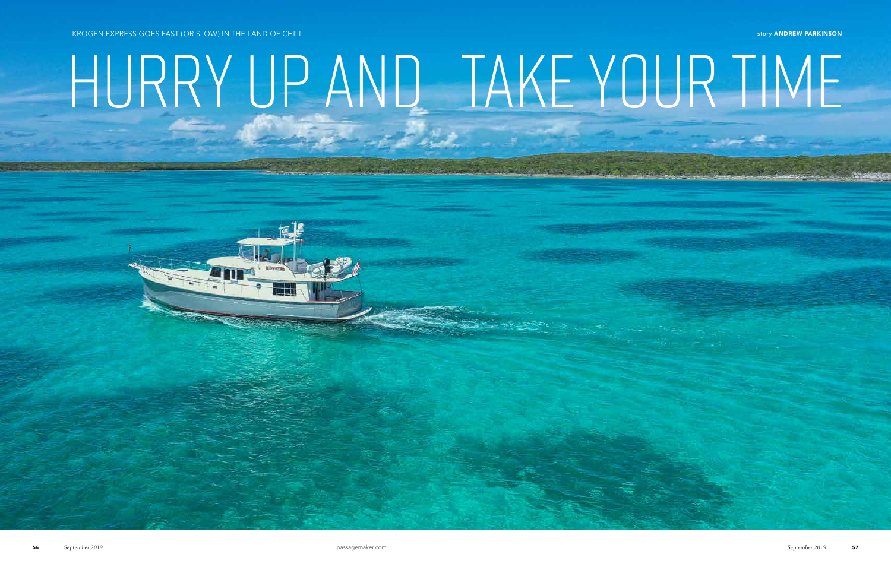KROGEN EXPRESS GOES FAST (OR SLOW) IN THE LAND OF CHILL.

story **ANDREW PARKINSON**

# HURRY UP AND TAKE YOUR TIME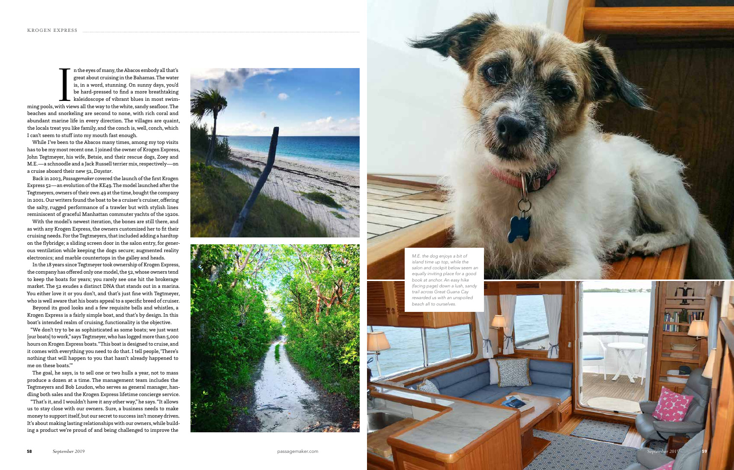In the eyes of many, the Abacos embody all that's great about cruising in the Bahamas. The water is, in a word, stunning. On sunny days, you'd be hard-pressed to find a more breathtaking kaleidoscope of vibrant blues in most swimming pools, with views all the way to the white, sandy seafloor. The beaches and snorkeling are second to none, with rich coral and abundant marine life in every direction. The villages are quaint, the locals treat you like family, and the conch is, well, conch, which I can't seem to stuff into my mouth fast enough.

While I've been to the Abacos many times, among my top visits has to be my most recent one. I joined the owner of Krogen Express, John Tegtmeyer, his wife, Betsie, and their rescue dogs, Zoey and M.E.—a schnoodle and a Jack Russell terrier mix, respectively—on a cruise aboard their new 52, *Daystar*.

Back in 2003, *Passagemaker* covered the launch of the first Krogen Express 52—an evolution of the KE49. The model launched after the Tegtmeyers, owners of their own 49 at the time, bought the company in 2001. Our writers found the boat to be a cruiser's cruiser, offering the salty, rugged performance of a trawler but with stylish lines reminiscent of graceful Manhattan commuter yachts of the 1920s.

With the model's newest iteration, the bones are still there, and as with any Krogen Express, the owners customized her to fit their cruising needs. For the Tegtmeyers, that included adding a hardtop on the flybridge; a sliding screen door in the salon entry, for generous ventilation while keeping the dogs secure; augmented reality electronics; and marble countertops in the galley and heads.

In the 18 years since Tegtmeyer took ownership of Krogen Express, the company has offered only one model, the 52, whose owners tend to keep the boats for years; you rarely see one hit the brokerage market. The 52 exudes a distinct DNA that stands out in a marina. You either love it or you don't, and that's just fine with Tegtmeyer, who is well aware that his boats appeal to a specific breed of cruiser.

Beyond its good looks and a few requisite bells and whistles, a Krogen Express is a fairly simple boat, and that's by design. In this boat's intended realm of cruising, functionality is the objective.

"We don't try to be as sophisticated as some boats; we just want [our boats] to work," says Tegtmeyer, who has logged more than 5,000 hours on Krogen Express boats. "This boat is designed to cruise, and it comes with everything you need to do that. I tell people, 'There's nothing that will happen to you that hasn't already happened to me on these boats.'"

The goal, he says, is to sell one or two hulls a year, not to mass produce a dozen at a time. The management team includes the Tegtmeyers and Bob Loudon, who serves as general manager, handling both sales and the Krogen Express lifetime concierge service.

"That's it, and I wouldn't have it any other way," he says. "It allows us to stay close with our owners. Sure, a business needs to make money to support itself, but our secret to success isn't money driven. It's about making lasting relationships with our owners, while building a product we're proud of and being challenged to improve the

*M.E. the dog enjoys a bit of island time up top, while the salon and cockpit below seem an equally inviting place for a good book at anchor. An easy hike (facing page) down a lush, sandy trail across Great Guana Cay rewarded us with an unspoiled beach all to ourselves.*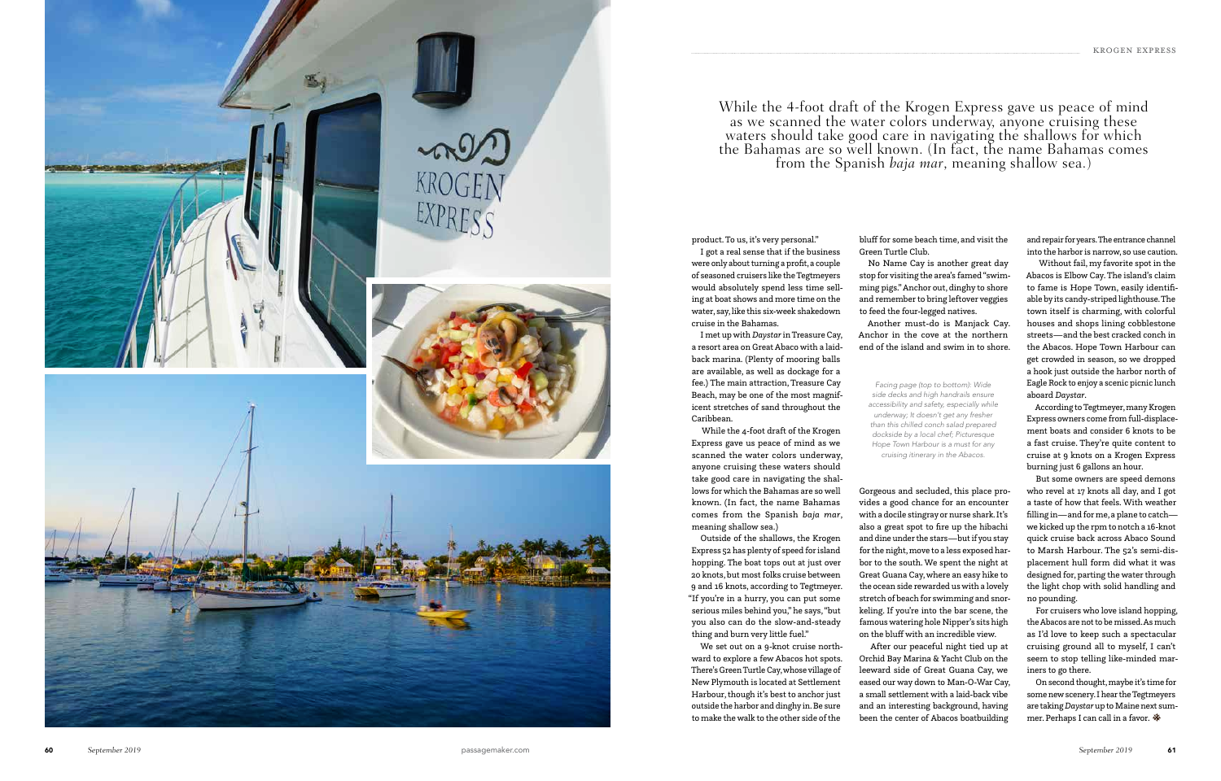While the 4-foot draft of the Krogen Express gave us peace of mind as we scanned the water colors underway, anyone cruising these waters should take good care in navigating the shallows for which the Bahamas are so well known. (In fact, the name Bahamas comes from the Spanish *baja mar*, meaning shallow sea.)

product. To us, it's very personal."

I got a real sense that if the business were only about turning a profit, a couple of seasoned cruisers like the Tegtmeyers would absolutely spend less time selling at boat shows and more time on the water, say, like this six-week shakedown cruise in the Bahamas.

I met up with *Daystar* in Treasure Cay, a resort area on Great Abaco with a laid-back marina. (Plenty of mooring balls are available, as well as dockage for a fee.) The main attraction, Treasure Cay Beach, may be one of the most magnificent stretches of sand throughout the Caribbean.

While the 4-foot draft of the Krogen Express gave us peace of mind as we scanned the water colors underway, anyone cruising these waters should take good care in navigating the shallows for which the Bahamas are so well known. (In fact, the name Bahamas comes from the Spanish *baja mar*, meaning shallow sea.)

Outside of the shallows, the Krogen Express 52 has plenty of speed for island hopping. The boat tops out at just over 20 knots, but most folks cruise between 9 and 16 knots, according to Tegtmeyer. "If you're in a hurry, you can put some serious miles behind you," he says, "but you also can do the slow-and-steady thing and burn very little fuel."

We set out on a 9-knot cruise northward to explore a few Abacos hot spots. There's Green Turtle Cay, whose village of New Plymouth is located at Settlement Harbour, though it's best to anchor just outside the harbor and dinghy in. Be sure to make the walk to the other side of the bluff for some beach time, and visit the Green Turtle Club.

No Name Cay is another great day stop for visiting the area's famed "swimming pigs." Anchor out, dinghy to shore and remember to bring leftover veggies to feed the four-legged natives.

Another must-do is Manjack Cay. Anchor in the cove at the northern end of the island and swim in to shore.

*Facing page (top to bottom): Wide side decks and high handrails ensure accessibility and safety, especially while underway; It doesn't get any fresher than this chilled conch salad prepared dockside by a local chef; Picturesque Hope Town Harbour is a must for any cruising itinerary in the Abacos.*

Gorgeous and secluded, this place provides a good chance for an encounter with a docile stingray or nurse shark. It's also a great spot to fire up the hibachi and dine under the stars—but if you stay for the night, move to a less exposed harbor to the south. We spent the night at Great Guana Cay, where an easy hike to the ocean side rewarded us with a lovely stretch of beach for swimming and snorkeling. If you're into the bar scene, the famous watering hole Nipper's sits high on the bluff with an incredible view.

After our peaceful night tied up at Orchid Bay Marina & Yacht Club on the leeward side of Great Guana Cay, we eased our way down to Man-O-War Cay, a small settlement with a laid-back vibe and an interesting background, having been the center of Abacos boatbuilding and repair for years. The entrance channel into the harbor is narrow, so use caution.

Without fail, my favorite spot in the Abacos is Elbow Cay. The island's claim to fame is Hope Town, easily identifiable by its candy-striped lighthouse. The town itself is charming, with colorful houses and shops lining cobblestone streets—and the best cracked conch in the Abacos. Hope Town Harbour can get crowded in season, so we dropped a hook just outside the harbor north of Eagle Rock to enjoy a scenic picnic lunch aboard *Daystar*.

According to Tegtmeyer, many Krogen Express owners come from full-displacement boats and consider 6 knots to be a fast cruise. They're quite content to cruise at 9 knots on a Krogen Express burning just 6 gallons an hour.

But some owners are speed demons who revel at 17 knots all day, and I got a taste of how that feels. With weather filling in—and for me, a plane to catch—we kicked up the rpm to notch a 16-knot quick cruise back across Abaco Sound to Marsh Harbour. The 52's semi-displacement hull form did what it was designed for, parting the water through the light chop with solid handling and no pounding.

For cruisers who love island hopping, the Abacos are not to be missed. As much as I'd love to keep such a spectacular cruising ground all to myself, I can't seem to stop telling like-minded mariners to go there.

On second thought, maybe it's time for some new scenery. I hear the Tegtmeyers are taking *Daystar* up to Maine next summer. Perhaps I can call in a favor.